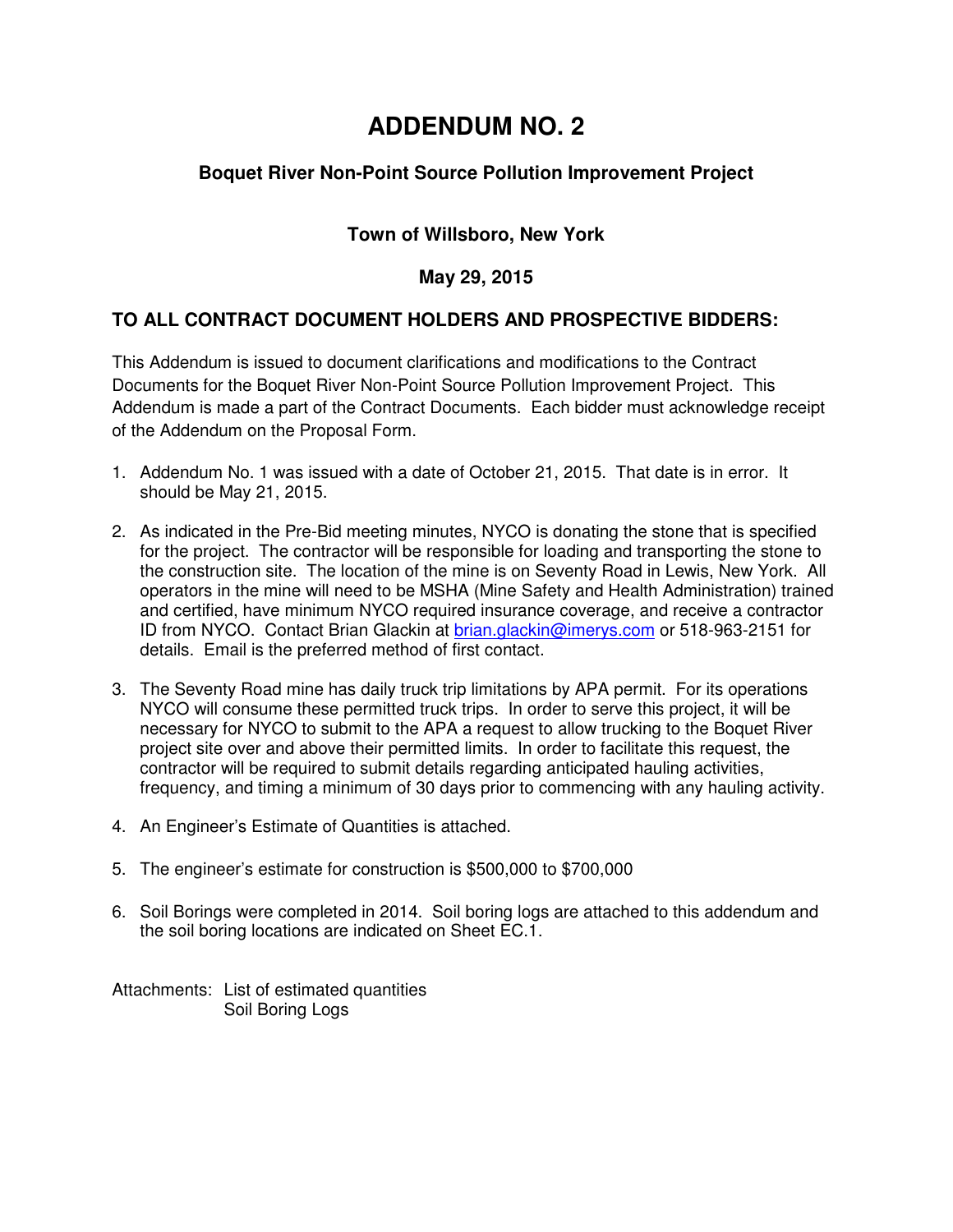# ADDENDUM NO. 2

### Boquet River Non-Point Source Pollution Improvement Project

### Town of Willsboro, New York

### May 29, 2015

## TO ALL CONTRACT DOCUMENT HOLDERS AND PROSPECTIVE BIDDERS:

This Addendum is issued to document clarifications and modifications to the Contract Documents for the Boquet River Non-Point Source Pollution Improvement Project. This Addendum is made a part of the Contract Documents. Each bidder must acknowledge receipt of the Addendum on the Proposal Form.

1. Addendum No. 1 was issued with a date of October 21, 2015. That date is in error. It should be May 21, 2015.

2. As indicated in the Pre-Bid meeting minutes, NYCO is donating the stone that is specified for the project. The contractor will be responsible for loading and transporting the stone to the construction site. The location of the mine is on Seventy Road in Lewis, New York. All operators in the mine will need to be MSHA (Mine Safety and Health Administration) trained and certified, have minimum NYCO required insurance coverage, and receive a contractor ID from NYCO. Contact Brian Glackin at brian.glackin@imerys.com or 518-963-2151 for details. Email is the preferred method of first contact.

3. The Seventy Road mine has daily truck trip limitations by APA permit. For its operations NYCO will consume these permitted truck trips. In order to serve this project, it will be necessary for NYCO to submit to the APA a request to allow trucking to the Boquet River project site over and above their permitted limits. In order to facilitate this request, the contractor will be required to submit details regarding anticipated hauling activities, frequency, and timing a minimum of 30 days prior to commencing with any hauling activity.

4. An Engineer's Estimate of Quantities is attached.

5. The engineer's estimate for construction is $500,000 to $700,000

6. Soil Borings were completed in 2014. Soil boring logs are attached to this addendum and the soil boring locations are indicated on Sheet EC.1.

Attachments: List of estimated quantities
Soil Boring Logs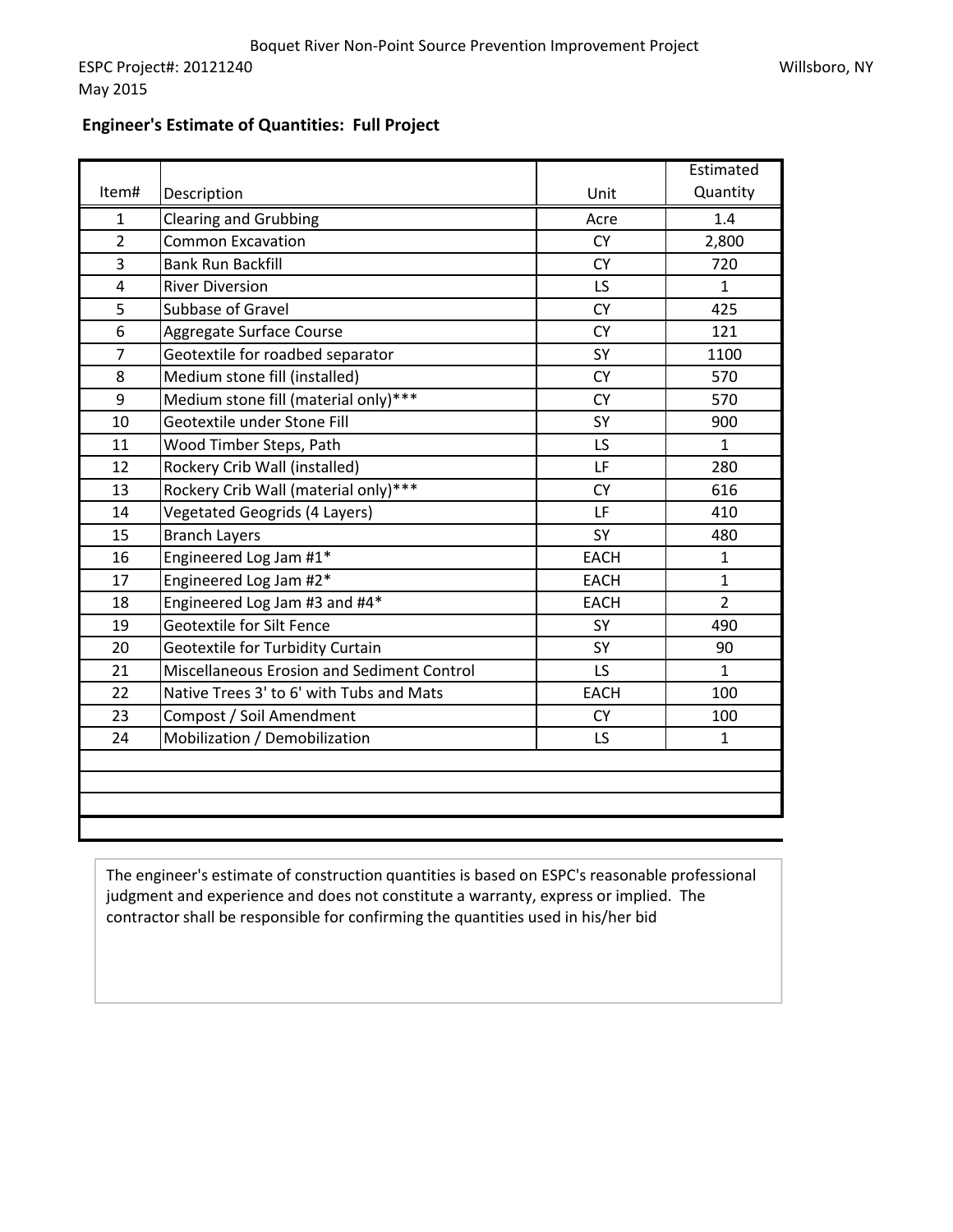Boquet River Non-Point Source Prevention Improvement Project

ESPC Project#: 20121240

Willsboro, NY

May 2015

## Engineer's Estimate of Quantities: Full Project

| Item# | Description | Unit | Estimated Quantity |
|---|---|---|---|
| 1 | Clearing and Grubbing | Acre | 1.4 |
| 2 | Common Excavation | CY | 2,800 |
| 3 | Bank Run Backfill | CY | 720 |
| 4 | River Diversion | LS | 1 |
| 5 | Subbase of Gravel | CY | 425 |
| 6 | Aggregate Surface Course | CY | 121 |
| 7 | Geotextile for roadbed separator | SY | 1100 |
| 8 | Medium stone fill (installed) | CY | 570 |
| 9 | Medium stone fill (material only)*** | CY | 570 |
| 10 | Geotextile under Stone Fill | SY | 900 |
| 11 | Wood Timber Steps, Path | LS | 1 |
| 12 | Rockery Crib Wall (installed) | LF | 280 |
| 13 | Rockery Crib Wall (material only)*** | CY | 616 |
| 14 | Vegetated Geogrids (4 Layers) | LF | 410 |
| 15 | Branch Layers | SY | 480 |
| 16 | Engineered Log Jam #1* | EACH | 1 |
| 17 | Engineered Log Jam #2* | EACH | 1 |
| 18 | Engineered Log Jam #3 and #4* | EACH | 2 |
| 19 | Geotextile for Silt Fence | SY | 490 |
| 20 | Geotextile for Turbidity Curtain | SY | 90 |
| 21 | Miscellaneous Erosion and Sediment Control | LS | 1 |
| 22 | Native Trees 3' to 6' with Tubs and Mats | EACH | 100 |
| 23 | Compost / Soil Amendment | CY | 100 |
| 24 | Mobilization / Demobilization | LS | 1 |

The engineer's estimate of construction quantities is based on ESPC's reasonable professional judgment and experience and does not constitute a warranty, express or implied. The contractor shall be responsible for confirming the quantities used in his/her bid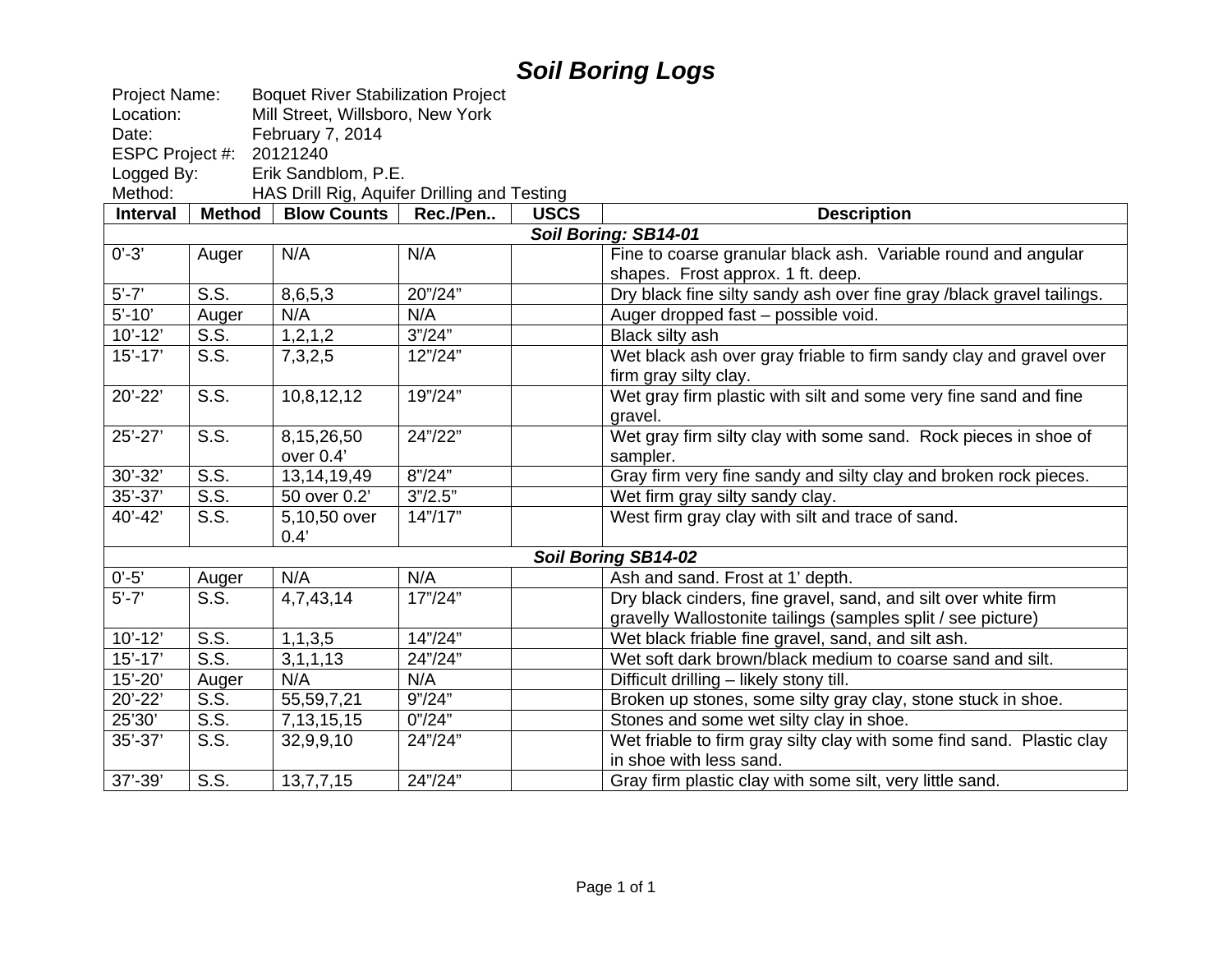# *Soil Boring Logs*

Project Name: Boquet River Stabilization Project
Location: Mill Street, Willsboro, New York
Date: February 7, 2014
ESPC Project #: 20121240
Logged By: Erik Sandblom, P.E.
Method: HAS Drill Rig, Aquifer Drilling and Testing

| Interval | Method | Blow Counts | Rec./Pen.. | USCS | Description |
|---|---|---|---|---|---|
| ***Soil Boring: SB14-01*** | | | | | |
| 0'-3' | Auger | N/A | N/A | | Fine to coarse granular black ash. Variable round and angular shapes. Frost approx. 1 ft. deep. |
| 5'-7' | S.S. | 8,6,5,3 | 20"/24" | | Dry black fine silty sandy ash over fine gray /black gravel tailings. |
| 5'-10' | Auger | N/A | N/A | | Auger dropped fast – possible void. |
| 10'-12' | S.S. | 1,2,1,2 | 3"/24" | | Black silty ash |
| 15'-17' | S.S. | 7,3,2,5 | 12"/24" | | Wet black ash over gray friable to firm sandy clay and gravel over firm gray silty clay. |
| 20'-22' | S.S. | 10,8,12,12 | 19"/24" | | Wet gray firm plastic with silt and some very fine sand and fine gravel. |
| 25'-27' | S.S. | 8,15,26,50 over 0.4' | 24"/22" | | Wet gray firm silty clay with some sand. Rock pieces in shoe of sampler. |
| 30'-32' | S.S. | 13,14,19,49 | 8"/24" | | Gray firm very fine sandy and silty clay and broken rock pieces. |
| 35'-37' | S.S. | 50 over 0.2' | 3"/2.5" | | Wet firm gray silty sandy clay. |
| 40'-42' | S.S. | 5,10,50 over 0.4' | 14"/17" | | West firm gray clay with silt and trace of sand. |
| ***Soil Boring SB14-02*** | | | | | |
| 0'-5' | Auger | N/A | N/A | | Ash and sand. Frost at 1' depth. |
| 5'-7' | S.S. | 4,7,43,14 | 17"/24" | | Dry black cinders, fine gravel, sand, and silt over white firm gravelly Wallostonite tailings (samples split / see picture) |
| 10'-12' | S.S. | 1,1,3,5 | 14"/24" | | Wet black friable fine gravel, sand, and silt ash. |
| 15'-17' | S.S. | 3,1,1,13 | 24"/24" | | Wet soft dark brown/black medium to coarse sand and silt. |
| 15'-20' | Auger | N/A | N/A | | Difficult drilling – likely stony till. |
| 20'-22' | S.S. | 55,59,7,21 | 9"/24" | | Broken up stones, some silty gray clay, stone stuck in shoe. |
| 25'30' | S.S. | 7,13,15,15 | 0"/24" | | Stones and some wet silty clay in shoe. |
| 35'-37' | S.S. | 32,9,9,10 | 24"/24" | | Wet friable to firm gray silty clay with some find sand. Plastic clay in shoe with less sand. |
| 37'-39' | S.S. | 13,7,7,15 | 24"/24" | | Gray firm plastic clay with some silt, very little sand. |